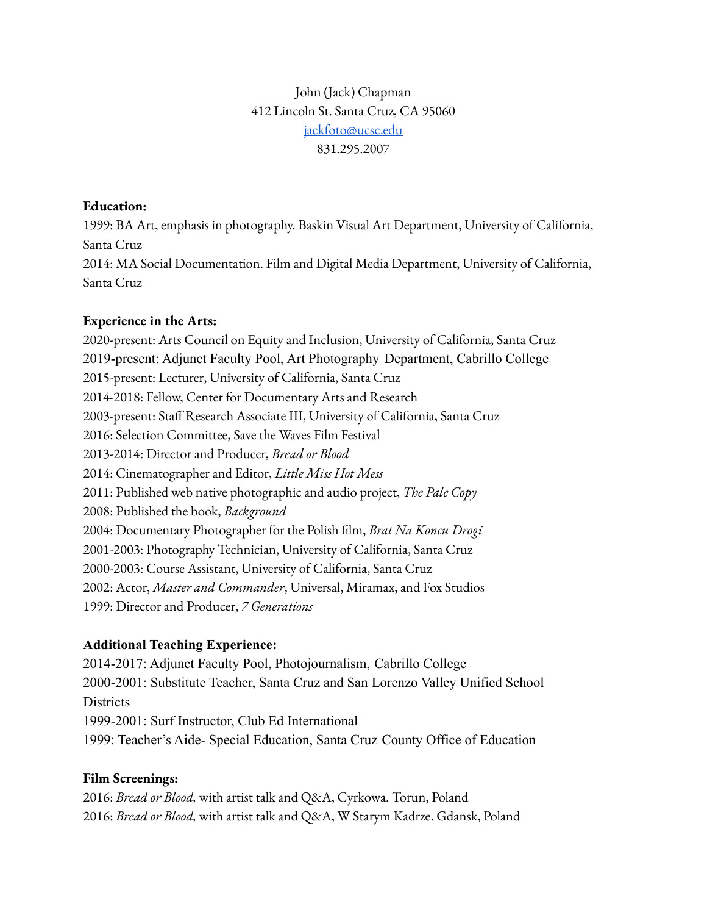John (Jack) Chapman
412 Lincoln St. Santa Cruz, CA 95060
[jackfoto@ucsc.edu](mailto:jackfoto@ucsc.edu)
831.295.2007

**Education:**

1999: BA Art, emphasis in photography. Baskin Visual Art Department, University of California, Santa Cruz
2014: MA Social Documentation. Film and Digital Media Department, University of California, Santa Cruz

**Experience in the Arts:**

2020-present: Arts Council on Equity and Inclusion, University of California, Santa Cruz
2019-present: Adjunct Faculty Pool, Art Photography Department, Cabrillo College
2015-present: Lecturer, University of California, Santa Cruz
2014-2018: Fellow, Center for Documentary Arts and Research
2003-present: Staff Research Associate III, University of California, Santa Cruz
2016: Selection Committee, Save the Waves Film Festival
2013-2014: Director and Producer, *Bread or Blood*
2014: Cinematographer and Editor, *Little Miss Hot Mess*
2011: Published web native photographic and audio project, *The Pale Copy*
2008: Published the book, *Background*
2004: Documentary Photographer for the Polish film, *Brat Na Koncu Drogi*
2001-2003: Photography Technician, University of California, Santa Cruz
2000-2003: Course Assistant, University of California, Santa Cruz
2002: Actor, *Master and Commander*, Universal, Miramax, and Fox Studios
1999: Director and Producer, *7 Generations*

**Additional Teaching Experience:**

2014-2017: Adjunct Faculty Pool, Photojournalism, Cabrillo College
2000-2001: Substitute Teacher, Santa Cruz and San Lorenzo Valley Unified School Districts
1999-2001: Surf Instructor, Club Ed International
1999: Teacher's Aide- Special Education, Santa Cruz County Office of Education

**Film Screenings:**

2016: *Bread or Blood,* with artist talk and Q&A, Cyrkowa. Torun, Poland
2016: *Bread or Blood,* with artist talk and Q&A, W Starym Kadrze. Gdansk, Poland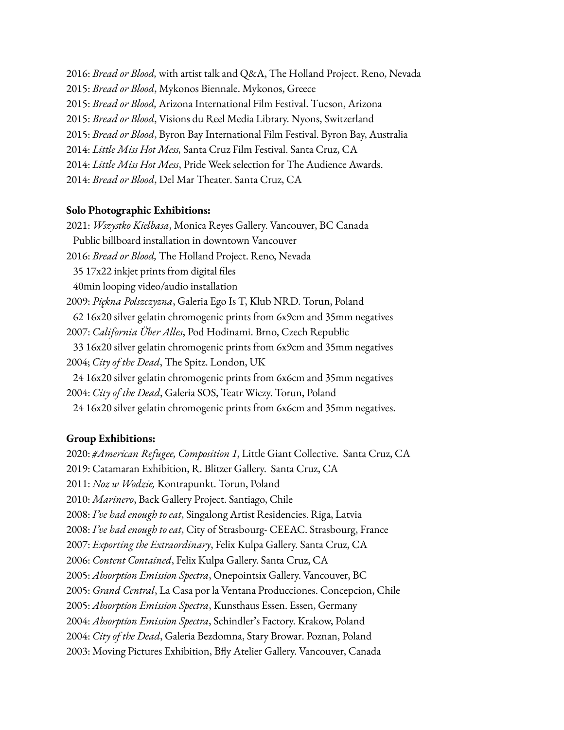2016: *Bread or Blood,* with artist talk and Q&A, The Holland Project. Reno, Nevada
2015: *Bread or Blood*, Mykonos Biennale. Mykonos, Greece
2015: *Bread or Blood,* Arizona International Film Festival. Tucson, Arizona
2015: *Bread or Blood*, Visions du Reel Media Library. Nyons, Switzerland
2015: *Bread or Blood*, Byron Bay International Film Festival. Byron Bay, Australia
2014: *Little Miss Hot Mess,* Santa Cruz Film Festival. Santa Cruz, CA
2014: *Little Miss Hot Mess*, Pride Week selection for The Audience Awards.
2014: *Bread or Blood*, Del Mar Theater. Santa Cruz, CA

**Solo Photographic Exhibitions:**

2021: *Wszystko Kielbasa*, Monica Reyes Gallery. Vancouver, BC Canada
Public billboard installation in downtown Vancouver
2016: *Bread or Blood,* The Holland Project. Reno, Nevada
35 17x22 inkjet prints from digital files
40min looping video/audio installation
2009: *Piękna Polszczyzna*, Galeria Ego Is T, Klub NRD. Torun, Poland
62 16x20 silver gelatin chromogenic prints from 6x9cm and 35mm negatives
2007: *California Über Alles*, Pod Hodinami. Brno, Czech Republic
33 16x20 silver gelatin chromogenic prints from 6x9cm and 35mm negatives
2004; *City of the Dead*, The Spitz. London, UK
24 16x20 silver gelatin chromogenic prints from 6x6cm and 35mm negatives
2004: *City of the Dead*, Galeria SOS, Teatr Wiczy. Torun, Poland
24 16x20 silver gelatin chromogenic prints from 6x6cm and 35mm negatives.

**Group Exhibitions:**

2020: *#American Refugee, Composition 1*, Little Giant Collective. Santa Cruz, CA
2019: Catamaran Exhibition, R. Blitzer Gallery. Santa Cruz, CA
2011: *Noz w Wodzie,* Kontrapunkt. Torun, Poland
2010: *Marinero*, Back Gallery Project. Santiago, Chile
2008: *I've had enough to eat*, Singalong Artist Residencies. Riga, Latvia
2008: *I've had enough to eat*, City of Strasbourg- CEEAC. Strasbourg, France
2007: *Exporting the Extraordinary*, Felix Kulpa Gallery. Santa Cruz, CA
2006: *Content Contained*, Felix Kulpa Gallery. Santa Cruz, CA
2005: *Absorption Emission Spectra*, Onepointsix Gallery. Vancouver, BC
2005: *Grand Central*, La Casa por la Ventana Producciones. Concepcion, Chile
2005: *Absorption Emission Spectra*, Kunsthaus Essen. Essen, Germany
2004: *Absorption Emission Spectra*, Schindler's Factory. Krakow, Poland
2004: *City of the Dead*, Galeria Bezdomna, Stary Browar. Poznan, Poland
2003: Moving Pictures Exhibition, Bfly Atelier Gallery. Vancouver, Canada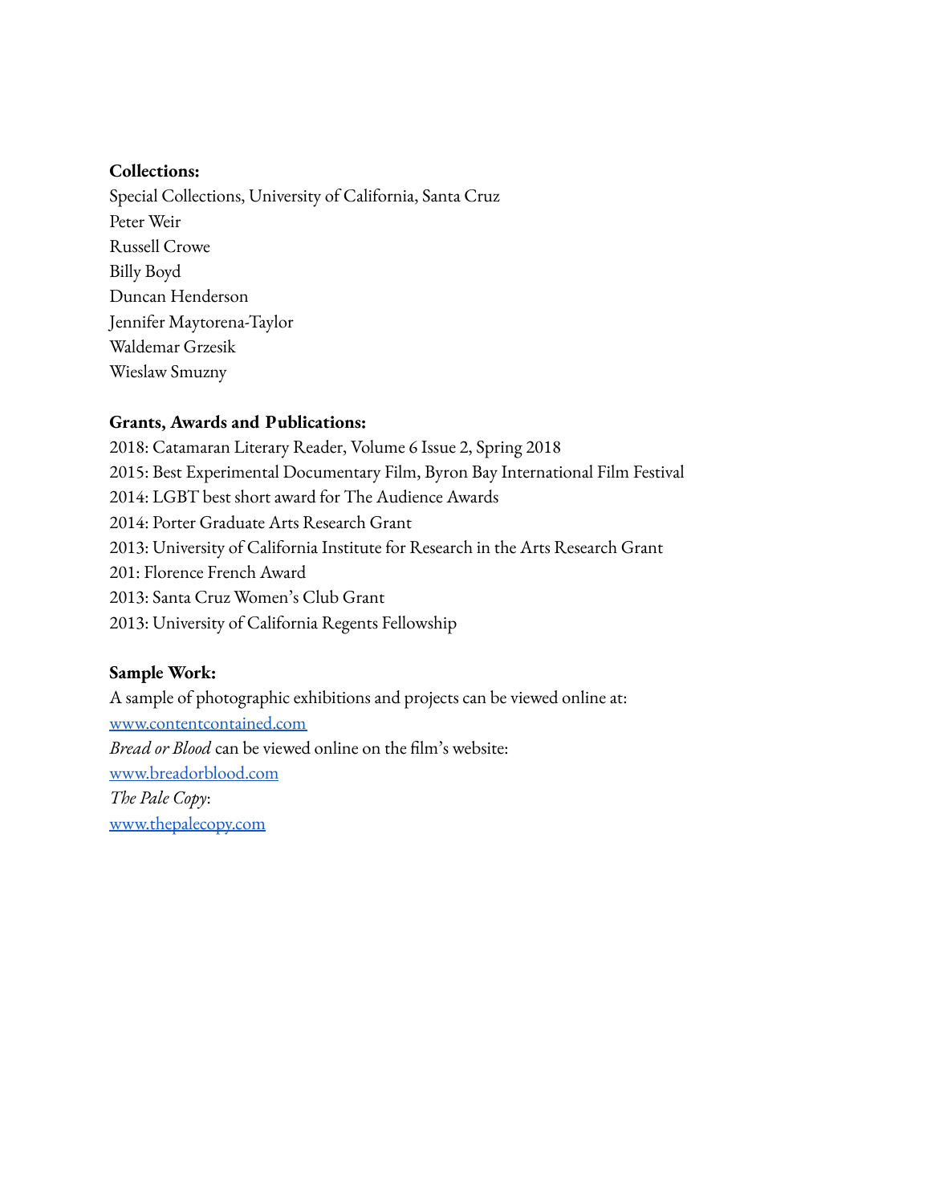**Collections:**

Special Collections, University of California, Santa Cruz
Peter Weir
Russell Crowe
Billy Boyd
Duncan Henderson
Jennifer Maytorena-Taylor
Waldemar Grzesik
Wieslaw Smuzny

**Grants, Awards and Publications:**

2018: Catamaran Literary Reader, Volume 6 Issue 2, Spring 2018
2015: Best Experimental Documentary Film, Byron Bay International Film Festival
2014: LGBT best short award for The Audience Awards
2014: Porter Graduate Arts Research Grant
2013: University of California Institute for Research in the Arts Research Grant
201: Florence French Award
2013: Santa Cruz Women's Club Grant
2013: University of California Regents Fellowship

**Sample Work:**

A sample of photographic exhibitions and projects can be viewed online at:
[www.contentcontained.com](http://www.contentcontained.com)
*Bread or Blood* can be viewed online on the film's website:
[www.breadorblood.com](http://www.breadorblood.com)
*The Pale Copy*:
[www.thepalecopy.com](http://www.thepalecopy.com)